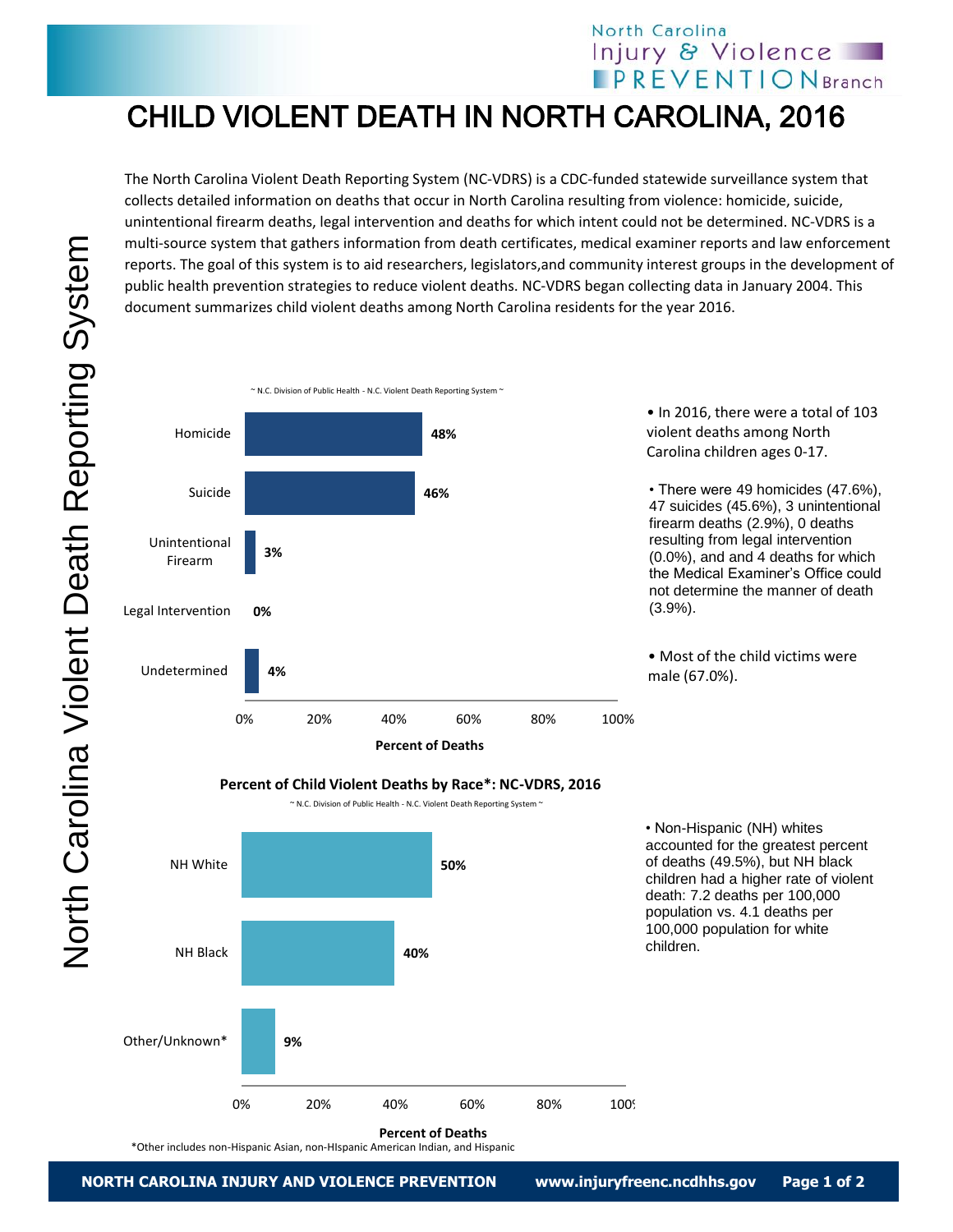North Carolina Injury & Violence PREVENTION Branch

# CHILD VIOLENT DEATH IN NORTH CAROLINA, 2016

North Carolina Violent Death Reporting System

The North Carolina Violent Death Reporting System (NC-VDRS) is a CDC-funded statewide surveillance system that collects detailed information on deaths that occur in North Carolina resulting from violence: homicide, suicide, unintentional firearm deaths, legal intervention and deaths for which intent could not be determined. NC-VDRS is a multi-source system that gathers information from death certificates, medical examiner reports and law enforcement reports. The goal of this system is to aid researchers, legislators,and community interest groups in the development of public health prevention strategies to reduce violent deaths. NC-VDRS began collecting data in January 2004. This document summarizes child violent deaths among North Carolina residents for the year 2016.

~ N.C. Division of Public Health - N.C. Violent Death Reporting System ~

| Manner of Death | Percent of Deaths |
|---|---|
| Homicide | 48% |
| Suicide | 46% |
| Unintentional Firearm | 3% |
| Legal Intervention | 0% |
| Undetermined | 4% |

- In 2016, there were a total of 103 violent deaths among North Carolina children ages 0-17.
- There were 49 homicides (47.6%), 47 suicides (45.6%), 3 unintentional firearm deaths (2.9%), 0 deaths resulting from legal intervention (0.0%), and and 4 deaths for which the Medical Examiner's Office could not determine the manner of death (3.9%).
- Most of the child victims were male (67.0%).

**Percent of Child Violent Deaths by Race*: NC-VDRS, 2016**

~ N.C. Division of Public Health - N.C. Violent Death Reporting System ~

| Race | Percent of Deaths |
|---|---|
| NH White | 50% |
| NH Black | 40% |
| Other/Unknown* | 9% |

*Other includes non-Hispanic Asian, non-HIspanic American Indian, and Hispanic

- Non-Hispanic (NH) whites accounted for the greatest percent of deaths (49.5%), but NH black children had a higher rate of violent death: 7.2 deaths per 100,000 population vs. 4.1 deaths per 100,000 population for white children.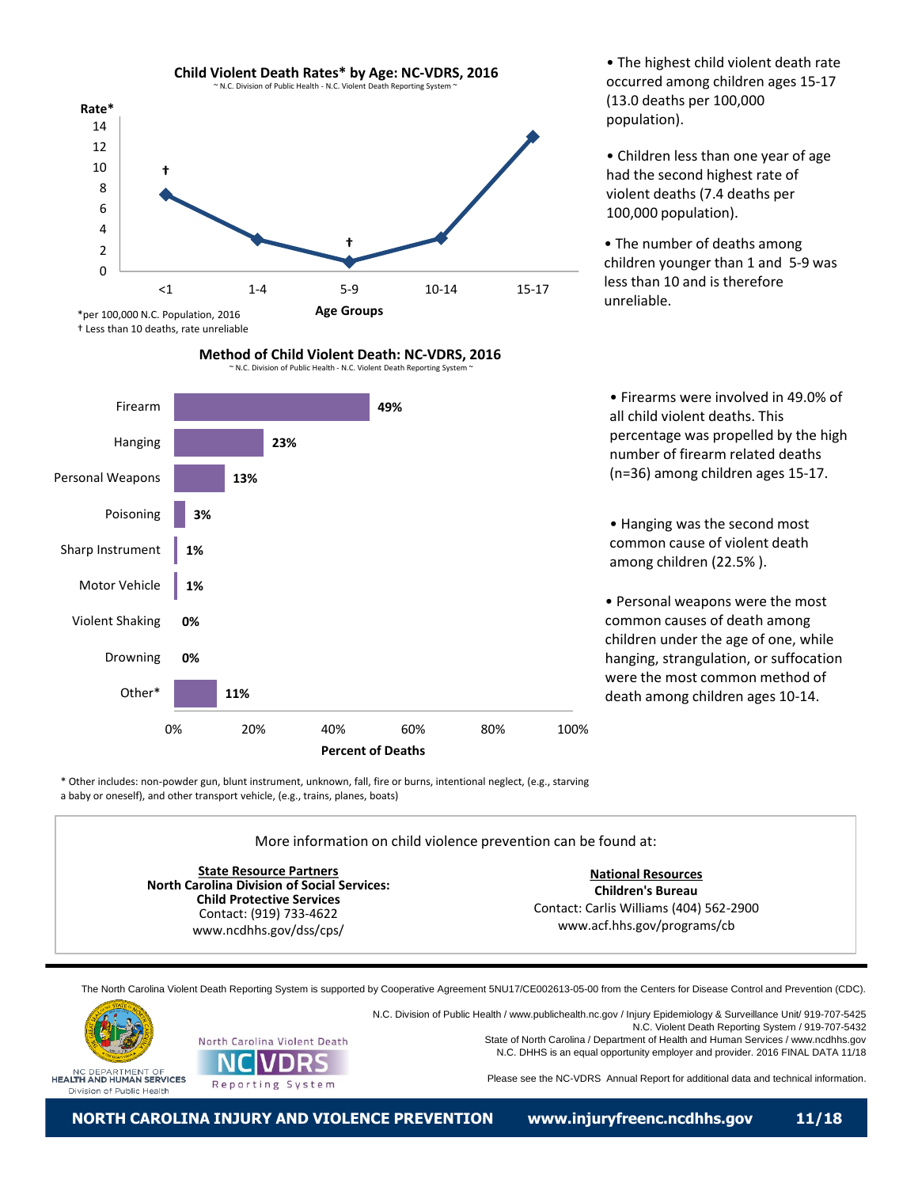## Child Violent Death Rates* by Age: NC-VDRS, 2016

~ N.C. Division of Public Health - N.C. Violent Death Reporting System ~

Rate*

14
12
10
8
6
4
2
0

†
†

<1
1-4
5-9
10-14
15-17

Age Groups

*per 100,000 N.C. Population, 2016
† Less than 10 deaths, rate unreliable

- The highest child violent death rate occurred among children ages 15-17 (13.0 deaths per 100,000 population).
- Children less than one year of age had the second highest rate of violent deaths (7.4 deaths per 100,000 population).
- The number of deaths among children younger than 1 and 5-9 was less than 10 and is therefore unreliable.

## Method of Child Violent Death: NC-VDRS, 2016

~ N.C. Division of Public Health - N.C. Violent Death Reporting System ~

Firearm 49%
Hanging 23%
Personal Weapons 13%
Poisoning 3%
Sharp Instrument 1%
Motor Vehicle 1%
Violent Shaking 0%
Drowning 0%
Other* 11%

0%
20%
40%
60%
80%
100%

Percent of Deaths

- Firearms were involved in 49.0% of all child violent deaths. This percentage was propelled by the high number of firearm related deaths (n=36) among children ages 15-17.
- Hanging was the second most common cause of violent death among children (22.5% ).
- Personal weapons were the most common causes of death among children under the age of one, while hanging, strangulation, or suffocation were the most common method of death among children ages 10-14.

\* Other includes: non-powder gun, blunt instrument, unknown, fall, fire or burns, intentional neglect, (e.g., starving a baby or oneself), and other transport vehicle, (e.g., trains, planes, boats)

More information on child violence prevention can be found at:

**State Resource Partners**
**North Carolina Division of Social Services:**
**Child Protective Services**
Contact: (919) 733-4622
www.ncdhhs.gov/dss/cps/

**National Resources**
**Children's Bureau**
Contact: Carlis Williams (404) 562-2900
www.acf.hhs.gov/programs/cb

The North Carolina Violent Death Reporting System is supported by Cooperative Agreement 5NU17/CE002613-05-00 from the Centers for Disease Control and Prevention (CDC).

NC DEPARTMENT OF HEALTH AND HUMAN SERVICES
Division of Public Health

North Carolina Violent Death NC VDRS Reporting System

N.C. Division of Public Health / www.publichealth.nc.gov / Injury Epidemiology & Surveillance Unit/ 919-707-5425
N.C. Violent Death Reporting System / 919-707-5432
State of North Carolina / Department of Health and Human Services / www.ncdhhs.gov
N.C. DHHS is an equal opportunity employer and provider. 2016 FINAL DATA 11/18

Please see the NC-VDRS Annual Report for additional data and technical information.

**NORTH CAROLINA INJURY AND VIOLENCE PREVENTION** **www.injuryfreenc.ncdhhs.gov** **11/18**